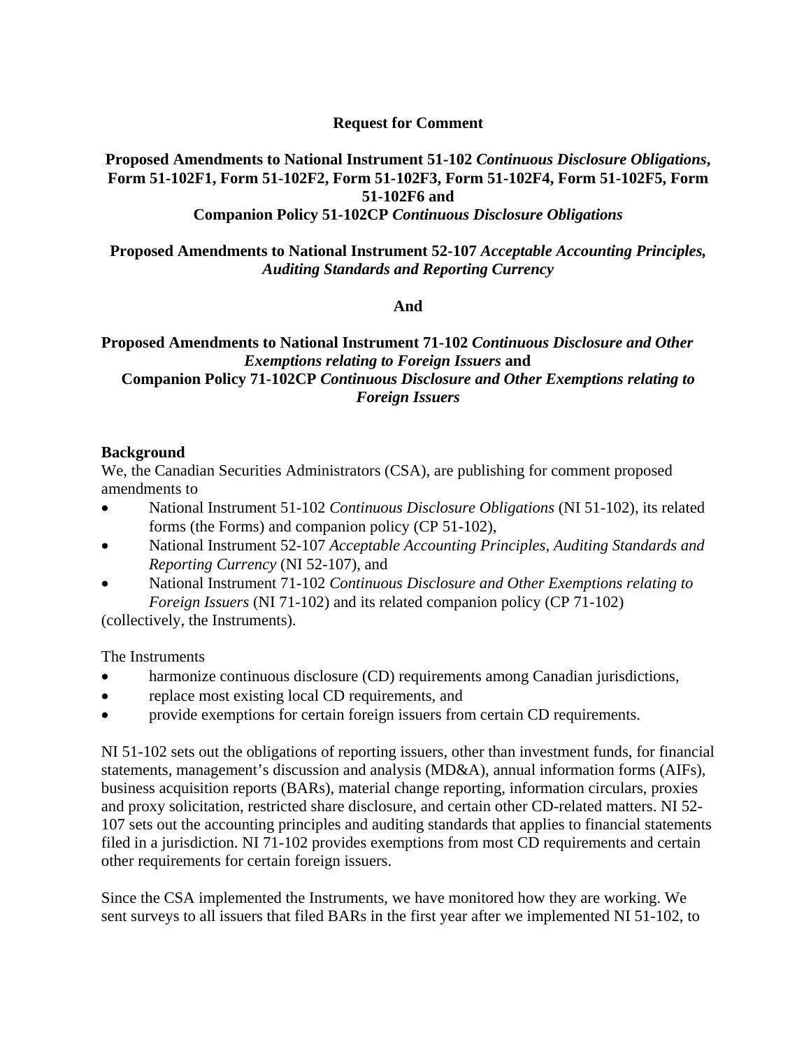**Request for Comment**

**Proposed Amendments to National Instrument 51-102 *Continuous Disclosure Obligations*, Form 51-102F1, Form 51-102F2, Form 51-102F3, Form 51-102F4, Form 51-102F5, Form 51-102F6 and Companion Policy 51-102CP *Continuous Disclosure Obligations***

**Proposed Amendments to National Instrument 52-107 *Acceptable Accounting Principles, Auditing Standards and Reporting Currency***

**And**

**Proposed Amendments to National Instrument 71-102 *Continuous Disclosure and Other Exemptions relating to Foreign Issuers* and Companion Policy 71-102CP *Continuous Disclosure and Other Exemptions relating to Foreign Issuers***

**Background**

We, the Canadian Securities Administrators (CSA), are publishing for comment proposed amendments to

- National Instrument 51-102 *Continuous Disclosure Obligations* (NI 51-102), its related forms (the Forms) and companion policy (CP 51-102),
- National Instrument 52-107 *Acceptable Accounting Principles, Auditing Standards and Reporting Currency* (NI 52-107), and
- National Instrument 71-102 *Continuous Disclosure and Other Exemptions relating to Foreign Issuers* (NI 71-102) and its related companion policy (CP 71-102)

(collectively, the Instruments).

The Instruments

- harmonize continuous disclosure (CD) requirements among Canadian jurisdictions,
- replace most existing local CD requirements, and
- provide exemptions for certain foreign issuers from certain CD requirements.

NI 51-102 sets out the obligations of reporting issuers, other than investment funds, for financial statements, management's discussion and analysis (MD&A), annual information forms (AIFs), business acquisition reports (BARs), material change reporting, information circulars, proxies and proxy solicitation, restricted share disclosure, and certain other CD-related matters. NI 52-107 sets out the accounting principles and auditing standards that applies to financial statements filed in a jurisdiction. NI 71-102 provides exemptions from most CD requirements and certain other requirements for certain foreign issuers.

Since the CSA implemented the Instruments, we have monitored how they are working. We sent surveys to all issuers that filed BARs in the first year after we implemented NI 51-102, to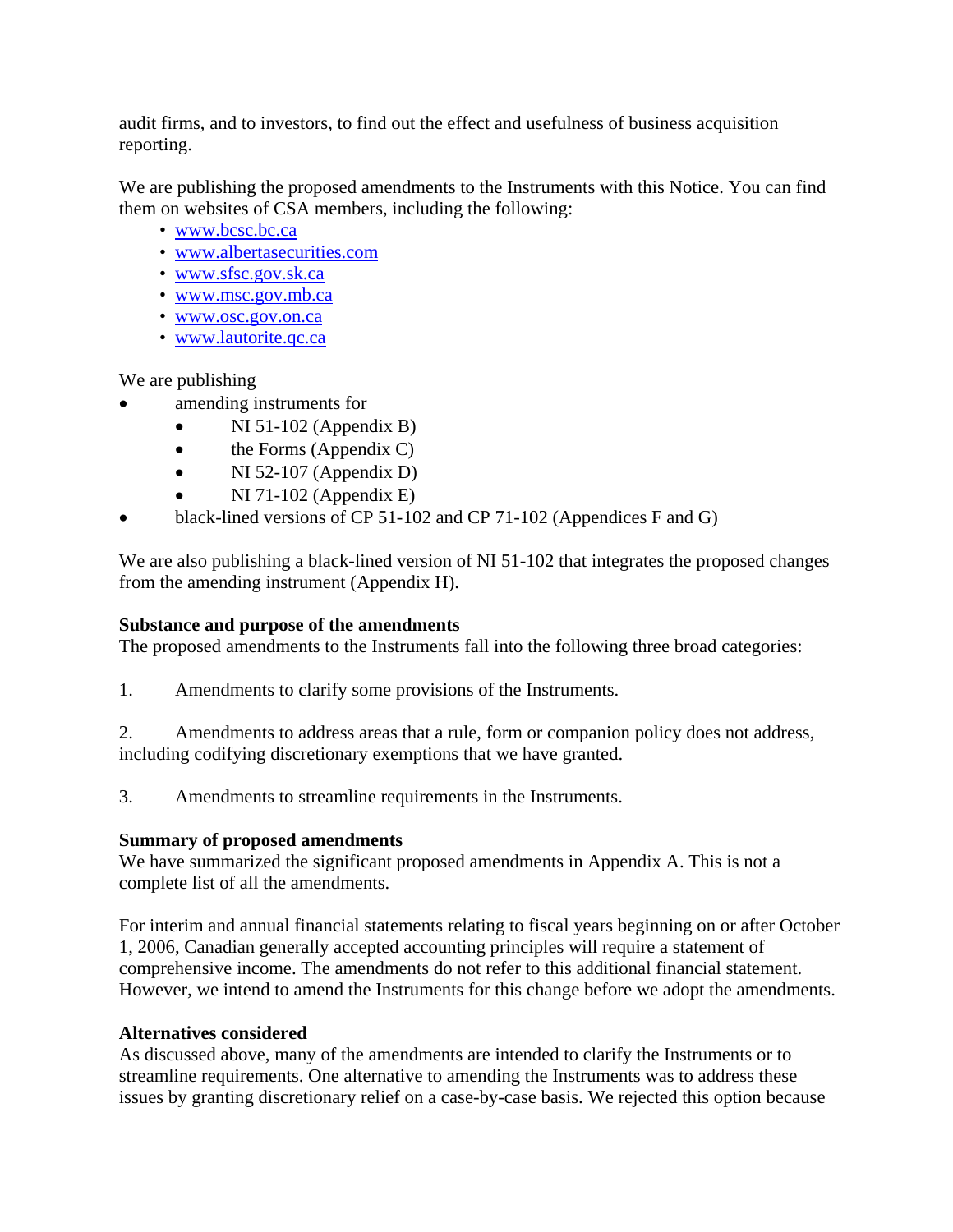audit firms, and to investors, to find out the effect and usefulness of business acquisition reporting.

We are publishing the proposed amendments to the Instruments with this Notice. You can find them on websites of CSA members, including the following:

- www.bcsc.bc.ca
- www.albertasecurities.com
- www.sfsc.gov.sk.ca
- www.msc.gov.mb.ca
- www.osc.gov.on.ca
- www.lautorite.qc.ca

We are publishing

- amending instruments for
  - NI 51-102 (Appendix B)
  - the Forms (Appendix C)
  - NI 52-107 (Appendix D)
  - NI 71-102 (Appendix E)
- black-lined versions of CP 51-102 and CP 71-102 (Appendices F and G)

We are also publishing a black-lined version of NI 51-102 that integrates the proposed changes from the amending instrument (Appendix H).

**Substance and purpose of the amendments**

The proposed amendments to the Instruments fall into the following three broad categories:

1. Amendments to clarify some provisions of the Instruments.

2. Amendments to address areas that a rule, form or companion policy does not address, including codifying discretionary exemptions that we have granted.

3. Amendments to streamline requirements in the Instruments.

**Summary of proposed amendments**

We have summarized the significant proposed amendments in Appendix A. This is not a complete list of all the amendments.

For interim and annual financial statements relating to fiscal years beginning on or after October 1, 2006, Canadian generally accepted accounting principles will require a statement of comprehensive income. The amendments do not refer to this additional financial statement. However, we intend to amend the Instruments for this change before we adopt the amendments.

**Alternatives considered**

As discussed above, many of the amendments are intended to clarify the Instruments or to streamline requirements. One alternative to amending the Instruments was to address these issues by granting discretionary relief on a case-by-case basis. We rejected this option because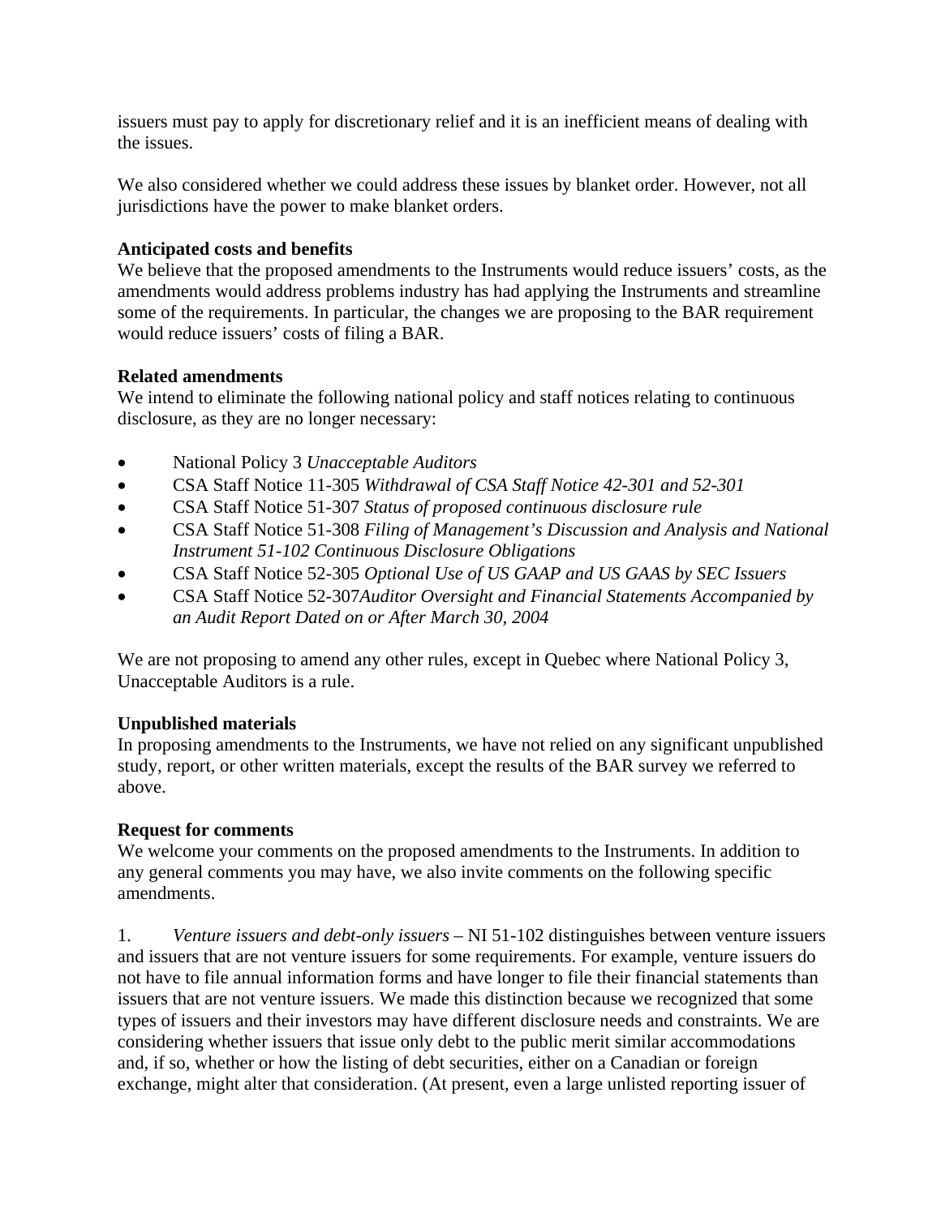issuers must pay to apply for discretionary relief and it is an inefficient means of dealing with the issues.

We also considered whether we could address these issues by blanket order. However, not all jurisdictions have the power to make blanket orders.

**Anticipated costs and benefits**
We believe that the proposed amendments to the Instruments would reduce issuers' costs, as the amendments would address problems industry has had applying the Instruments and streamline some of the requirements. In particular, the changes we are proposing to the BAR requirement would reduce issuers' costs of filing a BAR.

**Related amendments**
We intend to eliminate the following national policy and staff notices relating to continuous disclosure, as they are no longer necessary:

- National Policy 3 *Unacceptable Auditors*
- CSA Staff Notice 11-305 *Withdrawal of CSA Staff Notice 42-301 and 52-301*
- CSA Staff Notice 51-307 *Status of proposed continuous disclosure rule*
- CSA Staff Notice 51-308 *Filing of Management's Discussion and Analysis and National Instrument 51-102 Continuous Disclosure Obligations*
- CSA Staff Notice 52-305 *Optional Use of US GAAP and US GAAS by SEC Issuers*
- CSA Staff Notice 52-307*Auditor Oversight and Financial Statements Accompanied by an Audit Report Dated on or After March 30, 2004*

We are not proposing to amend any other rules, except in Quebec where National Policy 3, Unacceptable Auditors is a rule.

**Unpublished materials**
In proposing amendments to the Instruments, we have not relied on any significant unpublished study, report, or other written materials, except the results of the BAR survey we referred to above.

**Request for comments**
We welcome your comments on the proposed amendments to the Instruments. In addition to any general comments you may have, we also invite comments on the following specific amendments.

1. *Venture issuers and debt-only issuers* – NI 51-102 distinguishes between venture issuers and issuers that are not venture issuers for some requirements. For example, venture issuers do not have to file annual information forms and have longer to file their financial statements than issuers that are not venture issuers. We made this distinction because we recognized that some types of issuers and their investors may have different disclosure needs and constraints. We are considering whether issuers that issue only debt to the public merit similar accommodations and, if so, whether or how the listing of debt securities, either on a Canadian or foreign exchange, might alter that consideration. (At present, even a large unlisted reporting issuer of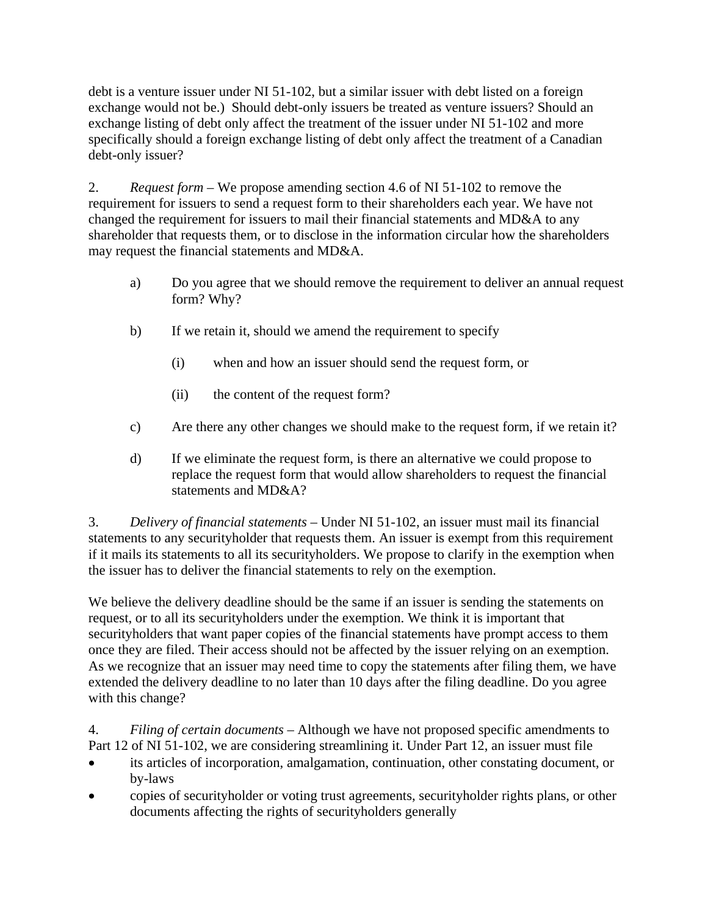debt is a venture issuer under NI 51-102, but a similar issuer with debt listed on a foreign exchange would not be.) Should debt-only issuers be treated as venture issuers? Should an exchange listing of debt only affect the treatment of the issuer under NI 51-102 and more specifically should a foreign exchange listing of debt only affect the treatment of a Canadian debt-only issuer?

2. *Request form* – We propose amending section 4.6 of NI 51-102 to remove the requirement for issuers to send a request form to their shareholders each year. We have not changed the requirement for issuers to mail their financial statements and MD&A to any shareholder that requests them, or to disclose in the information circular how the shareholders may request the financial statements and MD&A.

a) Do you agree that we should remove the requirement to deliver an annual request form? Why?

b) If we retain it, should we amend the requirement to specify

(i) when and how an issuer should send the request form, or

(ii) the content of the request form?

c) Are there any other changes we should make to the request form, if we retain it?

d) If we eliminate the request form, is there an alternative we could propose to replace the request form that would allow shareholders to request the financial statements and MD&A?

3. *Delivery of financial statements* – Under NI 51-102, an issuer must mail its financial statements to any securityholder that requests them. An issuer is exempt from this requirement if it mails its statements to all its securityholders. We propose to clarify in the exemption when the issuer has to deliver the financial statements to rely on the exemption.

We believe the delivery deadline should be the same if an issuer is sending the statements on request, or to all its securityholders under the exemption. We think it is important that securityholders that want paper copies of the financial statements have prompt access to them once they are filed. Their access should not be affected by the issuer relying on an exemption. As we recognize that an issuer may need time to copy the statements after filing them, we have extended the delivery deadline to no later than 10 days after the filing deadline. Do you agree with this change?

4. *Filing of certain documents* – Although we have not proposed specific amendments to Part 12 of NI 51-102, we are considering streamlining it. Under Part 12, an issuer must file

- its articles of incorporation, amalgamation, continuation, other constating document, or by-laws
- copies of securityholder or voting trust agreements, securityholder rights plans, or other documents affecting the rights of securityholders generally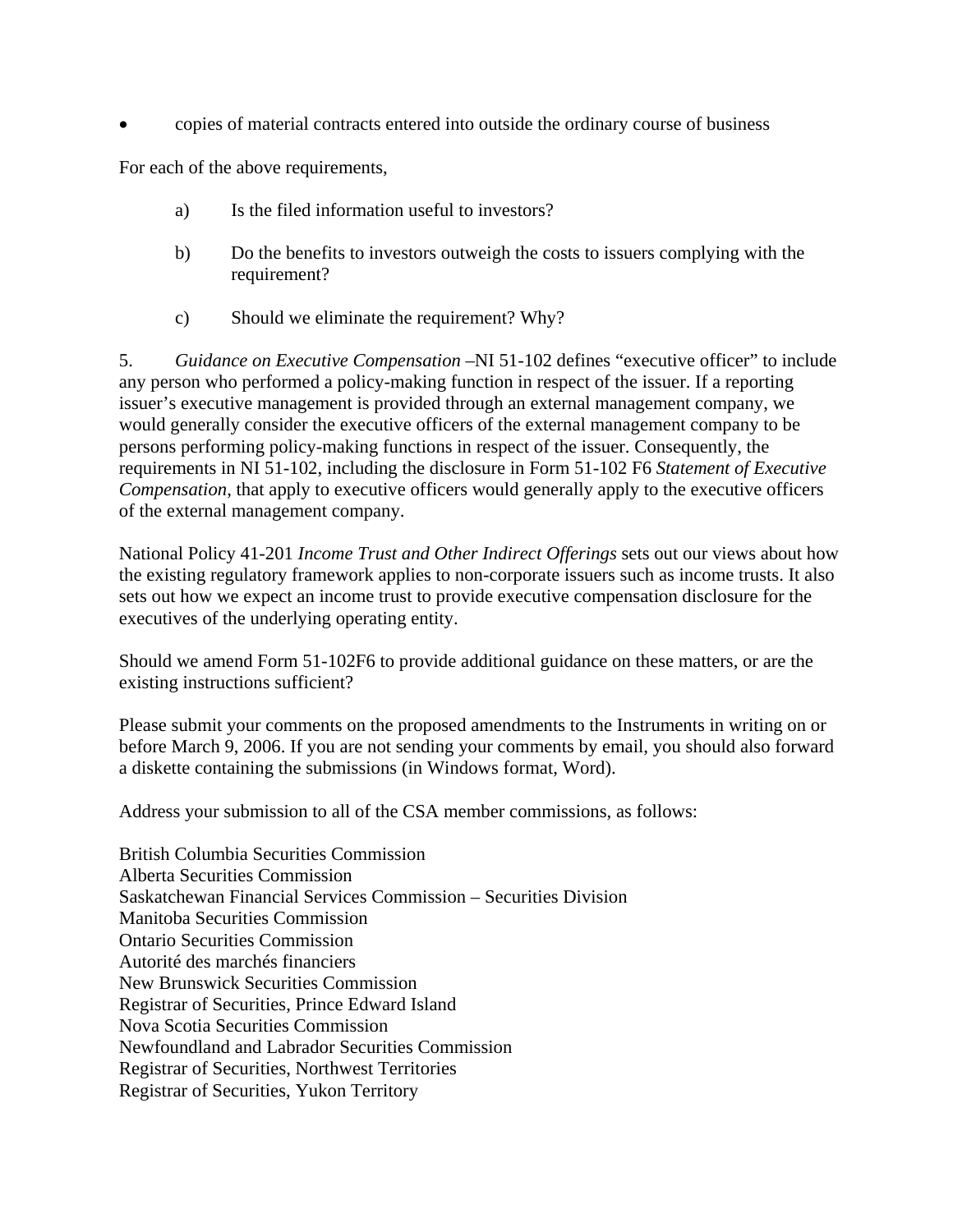- copies of material contracts entered into outside the ordinary course of business

For each of the above requirements,

a) Is the filed information useful to investors?

b) Do the benefits to investors outweigh the costs to issuers complying with the requirement?

c) Should we eliminate the requirement? Why?

5. *Guidance on Executive Compensation* –NI 51-102 defines "executive officer" to include any person who performed a policy-making function in respect of the issuer. If a reporting issuer's executive management is provided through an external management company, we would generally consider the executive officers of the external management company to be persons performing policy-making functions in respect of the issuer. Consequently, the requirements in NI 51-102, including the disclosure in Form 51-102 F6 *Statement of Executive Compensation*, that apply to executive officers would generally apply to the executive officers of the external management company.

National Policy 41-201 *Income Trust and Other Indirect Offerings* sets out our views about how the existing regulatory framework applies to non-corporate issuers such as income trusts. It also sets out how we expect an income trust to provide executive compensation disclosure for the executives of the underlying operating entity.

Should we amend Form 51-102F6 to provide additional guidance on these matters, or are the existing instructions sufficient?

Please submit your comments on the proposed amendments to the Instruments in writing on or before March 9, 2006. If you are not sending your comments by email, you should also forward a diskette containing the submissions (in Windows format, Word).

Address your submission to all of the CSA member commissions, as follows:

British Columbia Securities Commission
Alberta Securities Commission
Saskatchewan Financial Services Commission – Securities Division
Manitoba Securities Commission
Ontario Securities Commission
Autorité des marchés financiers
New Brunswick Securities Commission
Registrar of Securities, Prince Edward Island
Nova Scotia Securities Commission
Newfoundland and Labrador Securities Commission
Registrar of Securities, Northwest Territories
Registrar of Securities, Yukon Territory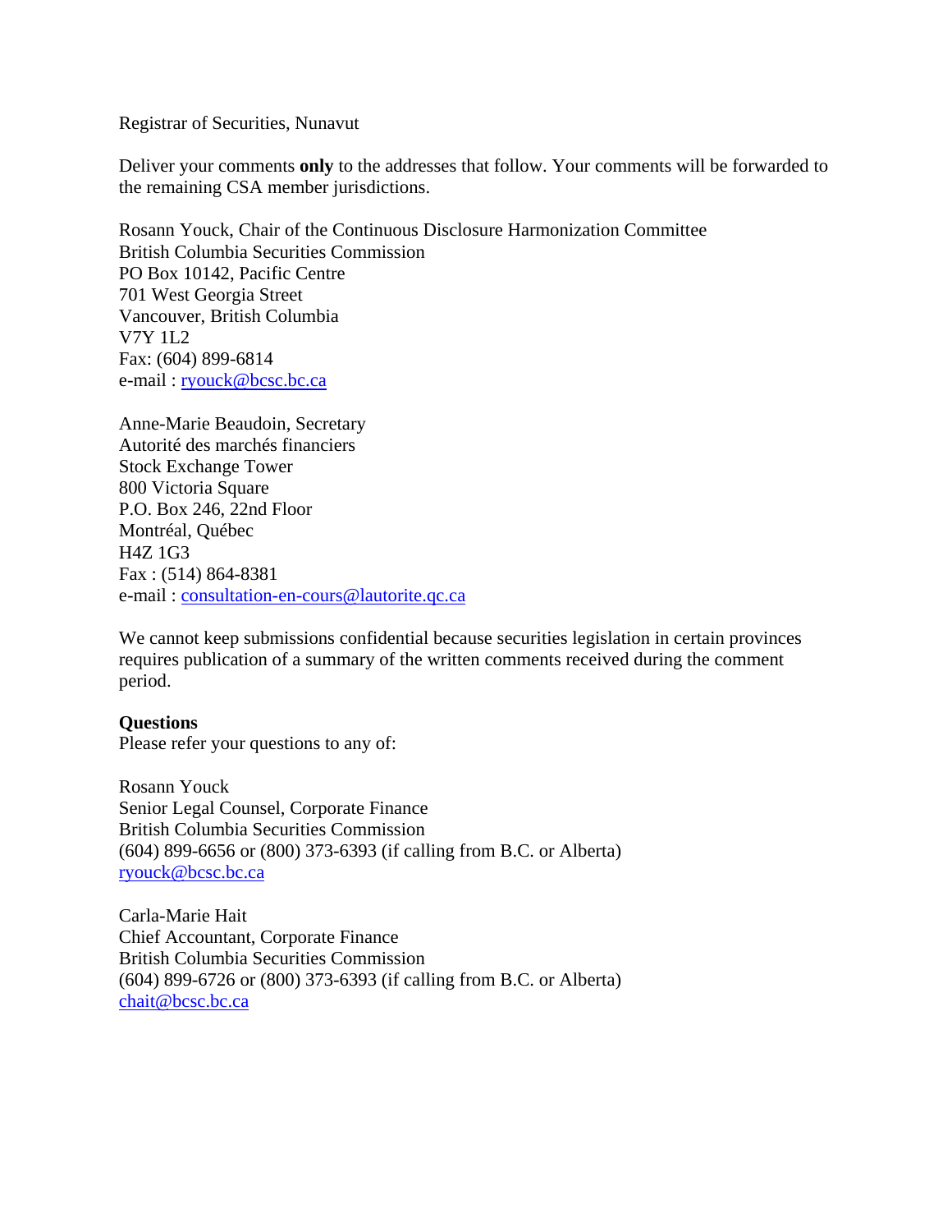Registrar of Securities, Nunavut

Deliver your comments **only** to the addresses that follow. Your comments will be forwarded to the remaining CSA member jurisdictions.

Rosann Youck, Chair of the Continuous Disclosure Harmonization Committee
British Columbia Securities Commission
PO Box 10142, Pacific Centre
701 West Georgia Street
Vancouver, British Columbia
V7Y 1L2
Fax: (604) 899-6814
e-mail : ryouck@bcsc.bc.ca

Anne-Marie Beaudoin, Secretary
Autorité des marchés financiers
Stock Exchange Tower
800 Victoria Square
P.O. Box 246, 22nd Floor
Montréal, Québec
H4Z 1G3
Fax : (514) 864-8381
e-mail : consultation-en-cours@lautorite.qc.ca

We cannot keep submissions confidential because securities legislation in certain provinces requires publication of a summary of the written comments received during the comment period.

**Questions**
Please refer your questions to any of:

Rosann Youck
Senior Legal Counsel, Corporate Finance
British Columbia Securities Commission
(604) 899-6656 or (800) 373-6393 (if calling from B.C. or Alberta)
ryouck@bcsc.bc.ca

Carla-Marie Hait
Chief Accountant, Corporate Finance
British Columbia Securities Commission
(604) 899-6726 or (800) 373-6393 (if calling from B.C. or Alberta)
chait@bcsc.bc.ca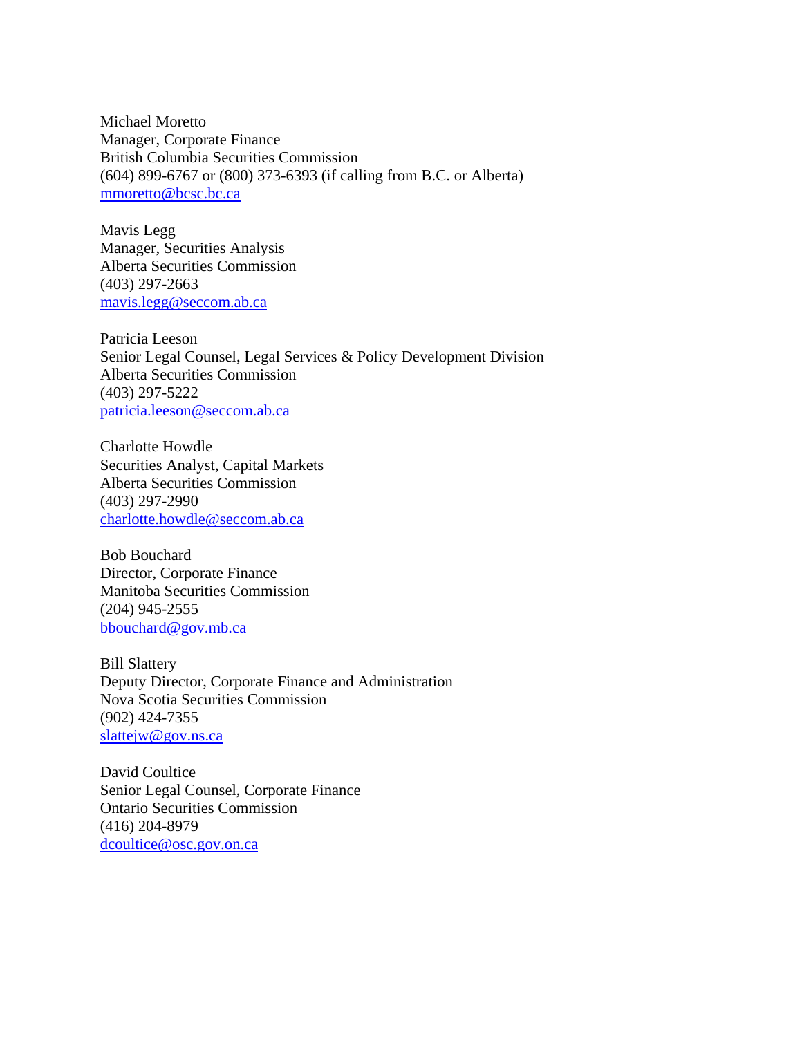Michael Moretto
Manager, Corporate Finance
British Columbia Securities Commission
(604) 899-6767 or (800) 373-6393 (if calling from B.C. or Alberta)
mmoretto@bcsc.bc.ca

Mavis Legg
Manager, Securities Analysis
Alberta Securities Commission
(403) 297-2663
mavis.legg@seccom.ab.ca

Patricia Leeson
Senior Legal Counsel, Legal Services & Policy Development Division
Alberta Securities Commission
(403) 297-5222
patricia.leeson@seccom.ab.ca

Charlotte Howdle
Securities Analyst, Capital Markets
Alberta Securities Commission
(403) 297-2990
charlotte.howdle@seccom.ab.ca

Bob Bouchard
Director, Corporate Finance
Manitoba Securities Commission
(204) 945-2555
bbouchard@gov.mb.ca

Bill Slattery
Deputy Director, Corporate Finance and Administration
Nova Scotia Securities Commission
(902) 424-7355
slattejw@gov.ns.ca

David Coultice
Senior Legal Counsel, Corporate Finance
Ontario Securities Commission
(416) 204-8979
dcoultice@osc.gov.on.ca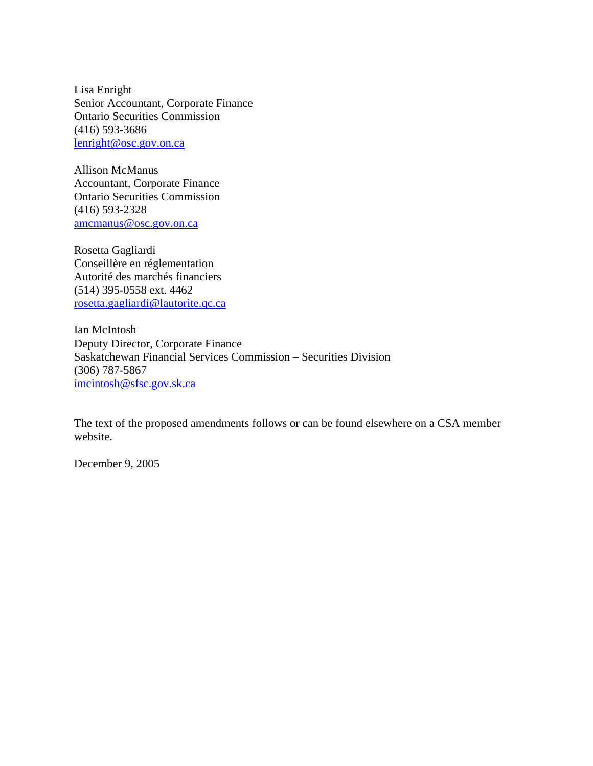Lisa Enright
Senior Accountant, Corporate Finance
Ontario Securities Commission
(416) 593-3686
lenright@osc.gov.on.ca

Allison McManus
Accountant, Corporate Finance
Ontario Securities Commission
(416) 593-2328
amcmanus@osc.gov.on.ca

Rosetta Gagliardi
Conseillère en réglementation
Autorité des marchés financiers
(514) 395-0558 ext. 4462
rosetta.gagliardi@lautorite.qc.ca

Ian McIntosh
Deputy Director, Corporate Finance
Saskatchewan Financial Services Commission – Securities Division
(306) 787-5867
imcintosh@sfsc.gov.sk.ca

The text of the proposed amendments follows or can be found elsewhere on a CSA member website.

December 9, 2005